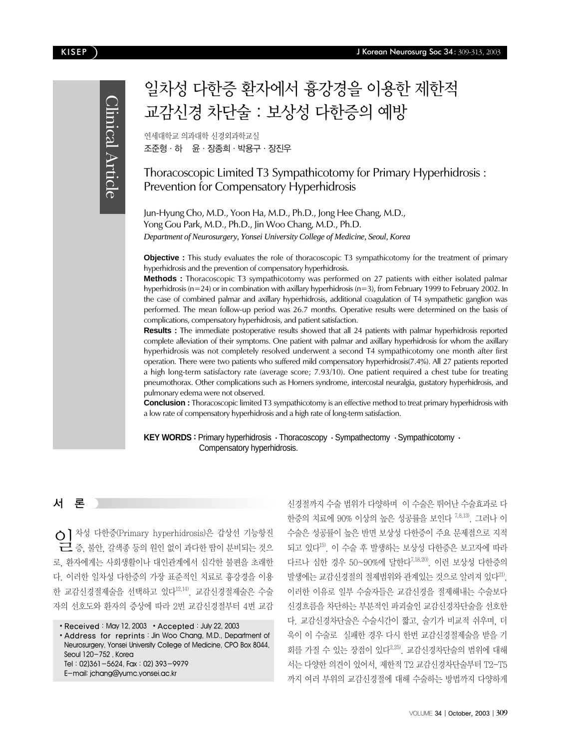Clinical Article

# 일차성 다한증 환자에서 흉강경을 이용한 제한적 교감신경 차단술 : 보상성 다한증의 예방

연세대학교 의과대학 신경외과학교실

조준형 · 하 윤 · 장종희 · 박용구 · 장진우

# Thoracoscopic Limited T3 Sympathicotomy for Primary Hyperhidrosis : Prevention for Compensatory Hyperhidrosis

Jun-Hyung Cho, M.D., Yoon Ha, M.D., Ph.D., Jong Hee Chang, M.D., Yong Gou Park, M.D., Ph.D., Jin Woo Chang, M.D., Ph.D.

*Department of Neurosurgery, Yonsei University College of Medicine, Seoul, Korea*

**Objective :** This study evaluates the role of thoracoscopic T3 sympathicotomy for the treatment of primary hyperhidrosis and the prevention of compensatory hyperhidrosis.

**Methods :** Thoracoscopic T3 sympathicotomy was performed on 27 patients with either isolated palmar hyperhidrosis (n=24) or in combination with axillary hyperhidrosis (n=3), from February 1999 to February 2002. In the case of combined palmar and axillary hyperhidrosis, additional coagulation of T4 sympathetic ganglion was performed. The mean follow-up period was 26.7 months. Operative results were determined on the basis of complications, compensatory hyperhidrosis, and patient satisfaction.

**Results :** The immediate postoperative results showed that all 24 patients with palmar hyperhidrosis reported complete alleviation of their symptoms. One patient with palmar and axillary hyperhidrosis for whom the axillary hyperhidrosis was not completely resolved underwent a second T4 sympathicotomy one month after first operation. There were two patients who suffered mild compensatory hyperhidrosis(7.4%). All 27 patients reported a high long-term satisfactory rate (average score; 7.93/10). One patient required a chest tube for treating pneumothorax. Other complications such as Horners syndrome, intercostal neuralgia, gustatory hyperhidrosis, and pulmonary edema were not observed.

**Conclusion :** Thoracoscopic limited T3 sympathicotomy is an effective method to treat primary hyperhidrosis with a low rate of compensatory hyperhidrosis and a high rate of long-term satisfaction.

**KEY WORDS :** Primary hyperhidrosis · Thoracoscopy · Sympathectomy · Sympathicotomy · Compensatory hyperhidrosis.

## 서 론

일차성 다한증(Primary hyperhidrosis)은 갑상선 기능항진증, 불안, 갈색종 등의 원인 없이 과다한 땀이 분비되는 것으로, 환자에게는 사회생활이나 대인관계에서 심각한 불편을 초래한다. 이러한 일차성 다한증의 가장 표준적인 치료로 흉강경을 이용한 교감신경절제술을 선택하고 있다[12,14]. 교감신경절제술은 수술자의 선호도와 환자의 증상에 따라 2번 교감신경절부터 4번 교감신경절까지 수술 범위가 다양하며 이 수술은 뛰어난 수술효과로 다한증의 치료에 90% 이상의 높은 성공률을 보인다[7,8,13]. 그러나 이 수술은 성공률이 높은 반면 보상성 다한증이 주요 문제점으로 지적되고 있다[15]. 이 수술 후 발생하는 보상성 다한증은 보고자에 따라 다르나 심한 경우 50~90%에 달한다[7,18,20]. 이런 보상성 다한증의 발생에는 교감신경절의 절제범위와 관계있는 것으로 알려져 있다[21]. 이러한 이유로 일부 수술자들은 교감신경을 절제해내는 수술보다 신경흐름을 차단하는 부분적인 파괴술인 교감신경차단술을 선호한다. 교감신경차단술은 수술시간이 짧고, 술기가 비교적 쉬우며, 더욱이 이 수술로 실패한 경우 다시 한번 교감신경절제술을 받을 기회를 가질 수 있는 장점이 있다[2,25]. 교감신경차단술의 범위에 대해서는 다양한 의견이 있어서, 제한적 T2 교감신경차단술부터 T2-T5까지 여러 부위의 교감신경절에 대해 수술하는 방법까지 다양하게

• Received : May 12, 2003 • Accepted : July 22, 2003
• Address for reprints : Jin Woo Chang, M.D., Department of Neurosurgery, Yonsei University College of Medicine, CPO Box 8044, Seoul 120-752, Korea
Tel : 02)361-5624, Fax : 02) 393-9979
E-mail: jchang@yumc.yonsei.ac.kr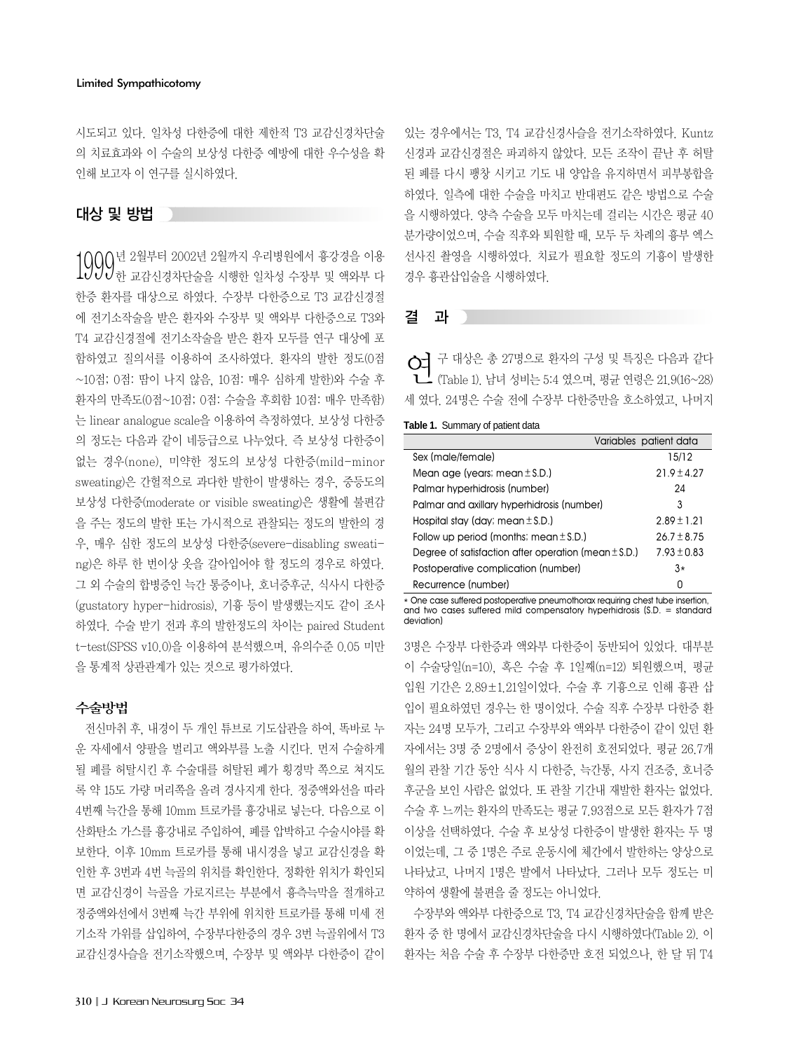시도되고 있다. 일차성 다한증에 대한 제한적 T3 교감신경차단술의 치료효과와 이 수술의 보상성 다한증 예방에 대한 우수성을 확인해 보고자 이 연구를 실시하였다.

## 대상 및 방법

1999년 2월부터 2002년 2월까지 우리병원에서 흉강경을 이용한 교감신경차단술을 시행한 일차성 수장부 및 액와부 다한증 환자를 대상으로 하였다. 수장부 다한증으로 T3 교감신경절에 전기소작술을 받은 환자와 수장부 및 액와부 다한증으로 T3와 T4 교감신경절에 전기소작술을 받은 환자 모두를 연구 대상에 포함하였고 질의서를 이용하여 조사하였다. 환자의 발한 정도(0점~10점; 0점: 땀이 나지 않음, 10점: 매우 심하게 발한)와 수술 후 환자의 만족도(0점~10점; 0점: 수술을 후회함 10점: 매우 만족함)는 linear analogue scale을 이용하여 측정하였다. 보상성 다한증의 정도는 다음과 같이 네등급으로 나누었다. 즉 보상성 다한증이 없는 경우(none), 미약한 정도의 보상성 다한증(mild-minor sweating)은 간헐적으로 과다한 발한이 발생하는 경우, 중등도의 보상성 다한증(moderate or visible sweating)은 생활에 불편감을 주는 정도의 발한 또는 가시적으로 관찰되는 정도의 발한의 경우, 매우 심한 정도의 보상성 다한증(severe-disabling sweating)은 하루 한 번이상 옷을 갈아입어야 할 정도의 경우로 하였다. 그 외 수술의 합병증인 늑간 통증이나, 호너증후군, 식사시 다한증(gustatory hyper-hidrosis), 기흉 등이 발생했는지도 같이 조사하였다. 수술 받기 전과 후의 발한정도의 차이는 paired Student t-test(SPSS v10.0)을 이용하여 분석했으며, 유의수준 0.05 미만을 통계적 상관관계가 있는 것으로 평가하였다.

### 수술방법

전신마취 후, 내경이 두 개인 튜브로 기도삽관을 하여, 똑바로 누운 자세에서 양팔을 벌리고 액와부를 노출 시킨다. 먼저 수술하게 될 폐를 허탈시킨 후 수술대를 허탈된 폐가 횡경막 쪽으로 쳐지도록 약 15도 가량 머리쪽을 올려 경사지게 한다. 정중액와선을 따라 4번째 늑간을 통해 10mm 트로카를 흉강내로 넣는다. 다음으로 이산화탄소 가스를 흉강내로 주입하여, 폐를 압박하고 수술시야를 확보한다. 이후 10mm 트로카를 통해 내시경을 넣고 교감신경을 확인한 후 3번과 4번 늑골의 위치를 확인한다. 정확한 위치가 확인되면 교감신경이 늑골을 가로지르는 부분에서 흉측늑막을 절개하고 정중액와선에서 3번째 늑간 부위에 위치한 트로카를 통해 미세 전기소작 가위를 삽입하여, 수장부다한증의 경우 3번 늑골위에서 T3 교감신경사슬을 전기소작했으며, 수장부 및 액와부 다한증이 같이 있는 경우에서는 T3, T4 교감신경사슬을 전기소작하였다. Kuntz 신경과 교감신경절은 파괴하지 않았다. 모든 조작이 끝난 후 허탈된 폐를 다시 팽창 시키고 기도 내 양압을 유지하면서 피부봉합을 하였다. 일측에 대한 수술을 마치고 반대편도 같은 방법으로 수술을 시행하였다. 양측 수술을 모두 마치는데 걸리는 시간은 평균 40분가량이었으며, 수술 직후와 퇴원할 때, 모두 두 차례의 흉부 엑스선사진 촬영을 시행하였다. 치료가 필요할 정도의 기흉이 발생한 경우 흉관삽입술을 시행하였다.

## 결 과

연구 대상은 총 27명으로 환자의 구성 및 특징은 다음과 같다 (Table 1). 남녀 성비는 5:4 였으며, 평균 연령은 21.9(16~28)세 였다. 24명은 수술 전에 수장부 다한증만을 호소하였고, 나머지 3명은 수장부 다한증과 액와부 다한증이 동반되어 있었다. 대부분이 수술당일(n=10), 혹은 수술 후 1일째(n=12) 퇴원했으며, 평균 입원 기간은 2.89±1.21일이었다. 수술 후 기흉으로 인해 흉관 삽입이 필요하였던 경우는 한 명이었다. 수술 직후 수장부 다한증 환자는 24명 모두가, 그리고 수장부와 액와부 다한증이 같이 있던 환자에서는 3명 중 2명에서 증상이 완전히 호전되었다. 평균 26.7개월의 관찰 기간 동안 식사 시 다한증, 늑간통, 사지 건조증, 호너증후군을 보인 사람은 없었다. 또 관찰 기간내 재발한 환자는 없었다. 수술 후 느끼는 환자의 만족도는 평균 7.93점으로 모든 환자가 7점 이상을 선택하였다. 수술 후 보상성 다한증이 발생한 환자는 두 명이었는데, 그 중 1명은 주로 운동시에 체간에서 발한하는 양상으로 나타났고, 나머지 1명은 발에서 나타났다. 그러나 모두 정도는 미약하여 생활에 불편을 줄 정도는 아니었다.

**Table 1.** Summary of patient data

| Variables | patient data |
|---|---|
| Sex (male/female) | 15/12 |
| Mean age (years; mean±S.D.) | 21.9±4.27 |
| Palmar hyperhidrosis (number) | 24 |
| Palmar and axillary hyperhidrosis (number) | 3 |
| Hospital stay (day; mean±S.D.) | 2.89±1.21 |
| Follow up period (months; mean±S.D.) | 26.7±8.75 |
| Degree of satisfaction after operation (mean±S.D.) | 7.93±0.83 |
| Postoperative complication (number) | 3* |
| Recurrence (number) | 0 |

* One case suffered postoperative pneumothorax requiring chest tube insertion, and two cases suffered mild compensatory hyperhidrosis (S.D. = standard deviation)

수장부와 액와부 다한증으로 T3, T4 교감신경차단술을 함께 받은 환자 중 한 명에서 교감신경차단술을 다시 시행하였다(Table 2). 이 환자는 처음 수술 후 수장부 다한증만 호전 되었으나, 한 달 뒤 T4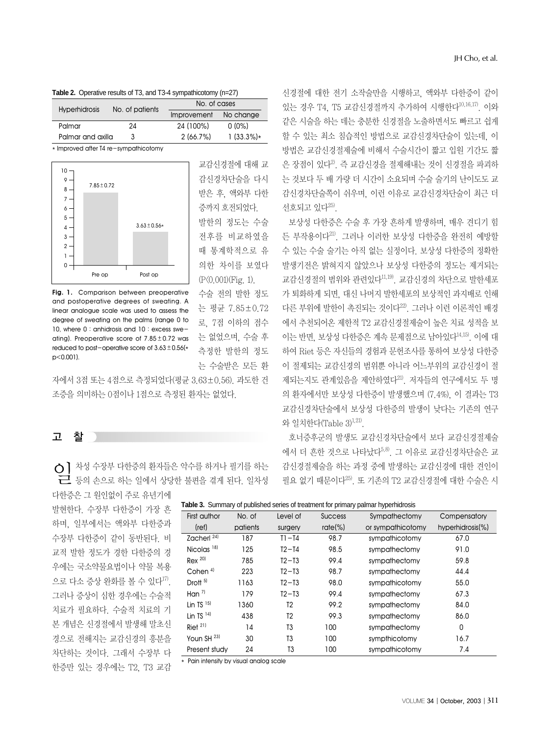**Table 2.** Operative results of T3, and T3-4 sympathicotomy (n=27)

| Hyperhidrosis | No. of patients | No. of cases | |
|---|---|---|---|
| | | Improvement | No change |
| Palmar | 24 | 24 (100%) | 0 (0%) |
| Palmar and axilla | 3 | 2 (66.7%) | 1 (33.3%)* |

* Improved after T4 re-sympathicotomy

Fig. 1. Comparison between preoperative and postoperative degrees of sweating. A linear analogue scale was used to assess the degree of sweating on the palms (range 0 to 10, where 0 : anhidrosis and 10 : excess sweating). Preoperative score of 7.85±0.72 was reduced to post-operative score of 3.63±0.56(* p<0.001).

교감신경절에 대해 교감신경차단술을 다시 받은 후, 액와부 다한증까지 호전되었다.

발한의 정도는 수술 전후를 비교하였을 때 통계학적으로 유의한 차이를 보였다 (P<0.001)(Fig. 1). 수술 전의 발한 정도는 평균 7.85±0.72로, 7점 이하의 점수는 없었으며, 수술 후 측정한 발한의 정도는 수술받은 모든 환자에서 3점 또는 4점으로 측정되었다(평균 3.63±0.56). 과도한 건조증을 의미하는 0점이나 1점으로 측정된 환자는 없었다.

## 고 찰

일차성 수장부 다한증의 환자들은 악수를 하거나 필기를 하는 등의 손으로 하는 일에서 상당한 불편을 겪게 된다. 일차성 다한증은 그 원인없이 주로 유년기에 발현한다. 수장부 다한증이 가장 흔하며, 일부에서는 액와부 다한증과 수장부 다한증이 같이 동반된다. 비교적 발한 정도가 경한 다한증의 경우에는 국소약물요법이나 약물 복용으로 다소 증상 완화를 볼 수 있다[17]. 그러나 증상이 심한 경우에는 수술적 치료가 필요하다. 수술적 치료의 기본 개념은 신경절에서 발생해 말초신경으로 전해지는 교감신경의 흥분을 차단하는 것이다. 그래서 수장부 다한증만 있는 경우에는 T2, T3 교감신경절에 대한 전기 소작술만을 시행하고, 액와부 다한증이 같이 있는 경우 T4, T5 교감신경절까지 추가하여 시행한다[10,16,17]. 이와 같은 시술을 하는 데는 충분한 신경절을 노출하면서도 빠르고 쉽게 할 수 있는 최소 침습적인 방법으로 교감신경차단술이 있는데, 이 방법은 교감신경절제술에 비해서 수술시간이 짧고 입원 기간도 짧은 장점이 있다[2]. 즉 교감신경을 절제해내는 것이 신경절을 파괴하는 것보다 두 배 가량 더 시간이 소요되며 수술 술기의 난이도도 교감신경차단술쪽이 쉬우며, 이런 이유로 교감신경차단술이 최근 더 선호되고 있다[25].

보상성 다한증은 수술 후 가장 흔하게 발생하며, 매우 견디기 힘든 부작용이다[21]. 그러나 이러한 보상성 다한증을 완전히 예방할 수 있는 수술 술기는 아직 없는 실정이다. 보상성 다한증의 정확한 발생기전은 밝혀지지 않았으나 보상성 다한증의 정도는 제거되는 교감신경절의 범위와 관련있다[11,19]. 교감신경의 차단으로 발한세포가 퇴화하게 되면, 대신 나머지 발한세포의 보상적인 과지배로 인해 다른 부위에 발한이 촉진되는 것이다[22]. 그러나 이런 이론적인 배경에서 추천되어온 제한적 T2 교감신경절제술이 높은 치료 성적을 보이는 반면, 보상성 다한증은 계속 문제점으로 남아있다[14,15]. 이에 대하여 Riet 등은 자신들의 경험과 문헌조사를 통하여 보상성 다한증이 절제되는 교감신경의 범위뿐 아니라 어느부위의 교감신경이 절제되는지도 관계있음을 제안하였다[21]. 저자들의 연구에서도 두 명의 환자에서만 보상성 다한증이 발생했으며 (7.4%), 이 결과는 T3 교감신경차단술에서 보상성 다한증의 발생이 낮다는 기존의 연구와 일치한다(Table 3)[1,21].

호너증후군의 발생도 교감신경차단술에서 보다 교감신경절제술에서 더 흔한 것으로 나타났다[5,8]. 그 이유로 교감신경차단술은 교감신경절제술을 하는 과정 중에 발생하는 교감신경에 대한 견인이 필요 없기 때문이다[25]. 또 기존의 T2 교감신경절에 대한 수술은 시

**Table 3.** Summary of published series of treatment for primary palmar hyperhidrosis

| First author (ref) | No. of patients | Level of surgery | Success rate(%) | Sympathectomy or sympathicotomy | Compensatory hyperhidrosis(%) |
|---|---|---|---|---|---|
| Zacherl [24] | 187 | T1-T4 | 98.7 | sympathicotomy | 67.0 |
| Nicolas [18] | 125 | T2-T4 | 98.5 | sympathectomy | 91.0 |
| Rex [20] | 785 | T2-T3 | 99.4 | sympathectomy | 59.8 |
| Cohen [4] | 223 | T2-T3 | 98.7 | sympathectomy | 44.4 |
| Drott [5] | 1163 | T2-T3 | 98.0 | sympathicotomy | 55.0 |
| Han [7] | 179 | T2-T3 | 99.4 | sympathectomy | 67.3 |
| Lin TS [15] | 1360 | T2 | 99.2 | sympathectomy | 84.0 |
| Lin TS [14] | 438 | T2 | 99.3 | sympathectomy | 86.0 |
| Riet [21] | 14 | T3 | 100 | sympathectomy | 0 |
| Youn SH [23] | 30 | T3 | 100 | sympthicotomy | 16.7 |
| Present study | 24 | T3 | 100 | sympathicotomy | 7.4 |

* Pain intensity by visual analog scale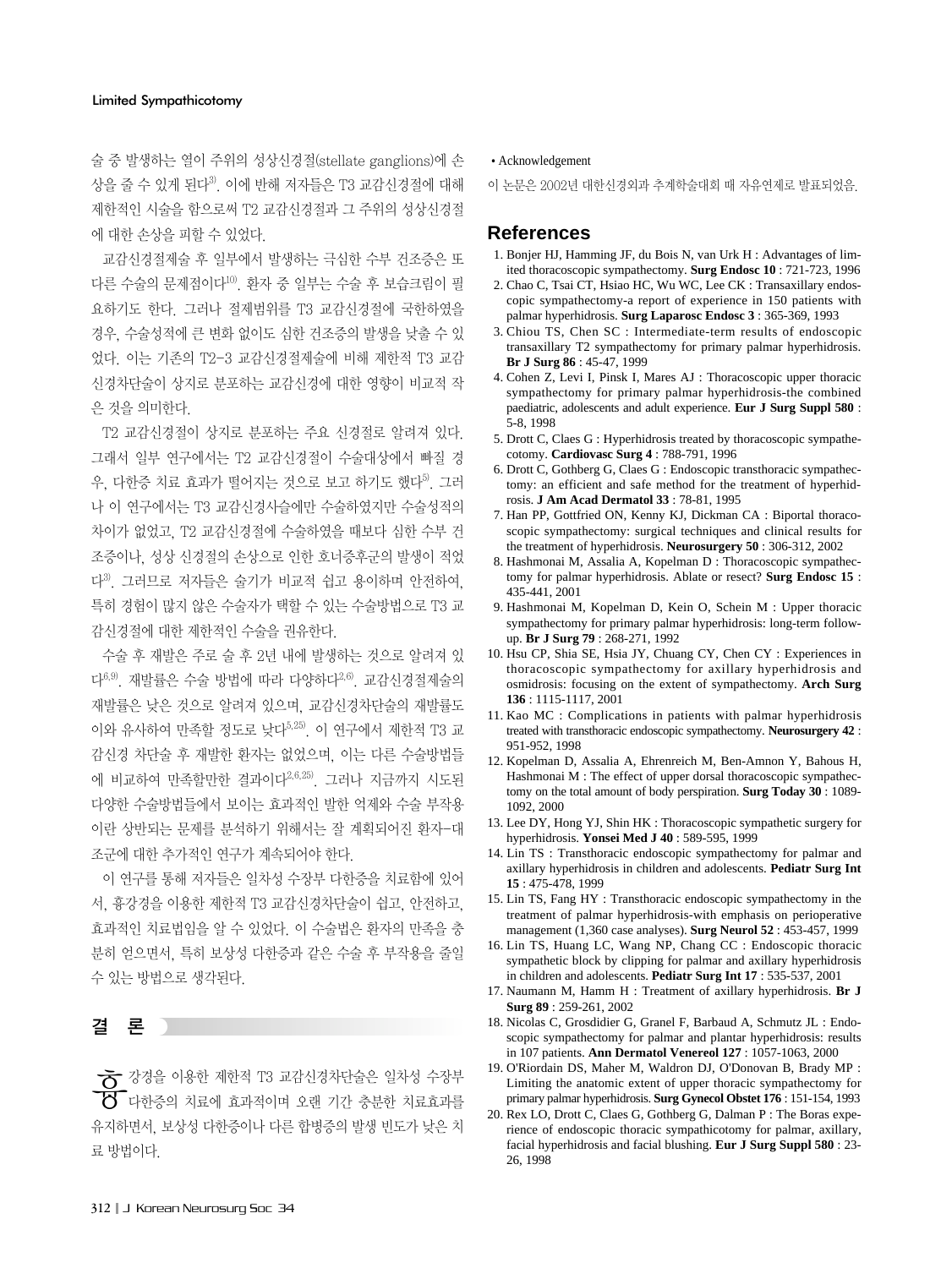술 중 발생하는 열이 주위의 성상신경절(stellate ganglions)에 손상을 줄 수 있게 된다[3]. 이에 반해 저자들은 T3 교감신경절에 대해 제한적인 시술을 함으로써 T2 교감신경절과 그 주위의 성상신경절에 대한 손상을 피할 수 있었다.

교감신경절제술 후 일부에서 발생하는 극심한 수부 건조증은 또 다른 수술의 문제점이다[10]. 환자 중 일부는 수술 후 보습크림이 필요하기도 한다. 그러나 절제범위를 T3 교감신경절에 국한하였을 경우, 수술성적에 큰 변화 없이도 심한 건조증의 발생을 낮출 수 있었다. 이는 기존의 T2-3 교감신경절제술에 비해 제한적 T3 교감신경차단술이 상지로 분포하는 교감신경에 대한 영향이 비교적 작은 것을 의미한다.

T2 교감신경절이 상지로 분포하는 주요 신경절로 알려져 있다. 그래서 일부 연구에서는 T2 교감신경절이 수술대상에서 빠질 경우, 다한증 치료 효과가 떨어지는 것으로 보고 하기도 했다[5]. 그러나 이 연구에서는 T3 교감신경사슬에만 수술하였지만 수술성적의 차이가 없었고, T2 교감신경절에 수술하였을 때보다 심한 수부 건조증이나, 성상 신경절의 손상으로 인한 호너증후군의 발생이 적었다[3]. 그러므로 저자들은 술기가 비교적 쉽고 용이하며 안전하여, 특히 경험이 많지 않은 수술자가 택할 수 있는 수술방법으로 T3 교감신경절에 대한 제한적인 수술을 권유한다.

수술 후 재발은 주로 술 후 2년 내에 발생하는 것으로 알려져 있다[6,9]. 재발률은 수술 방법에 따라 다양하다[2,6]. 교감신경절제술의 재발률은 낮은 것으로 알려져 있으며, 교감신경차단술의 재발률도 이와 유사하여 만족할 정도로 낮다[5,25]. 이 연구에서 제한적 T3 교감신경 차단술 후 재발한 환자는 없었으며, 이는 다른 수술방법들에 비교하여 만족할만한 결과이다[2,6,25]. 그러나 지금까지 시도된 다양한 수술방법들에서 보이는 효과적인 발한 억제와 수술 부작용이란 상반되는 문제를 분석하기 위해서는 잘 계획되어진 환자-대조군에 대한 추가적인 연구가 계속되어야 한다.

이 연구를 통해 저자들은 일차성 수장부 다한증을 치료함에 있어서, 흉강경을 이용한 제한적 T3 교감신경차단술이 쉽고, 안전하고, 효과적인 치료법임을 알 수 있었다. 이 수술법은 환자의 만족을 충분히 얻으면서, 특히 보상성 다한증과 같은 수술 후 부작용을 줄일 수 있는 방법으로 생각된다.

## 결 론

흉강경을 이용한 제한적 T3 교감신경차단술은 일차성 수장부 다한증의 치료에 효과적이며 오랜 기간 충분한 치료효과를 유지하면서, 보상성 다한증이나 다른 합병증의 발생 빈도가 낮은 치료 방법이다.

• Acknowledgement

이 논문은 2002년 대한신경외과 추계학술대회 때 자유연제로 발표되었음.

## References

1. Bonjer HJ, Hamming JF, du Bois N, van Urk H : Advantages of limited thoracoscopic sympathectomy. **Surg Endosc 10** : 721-723, 1996
2. Chao C, Tsai CT, Hsiao HC, Wu WC, Lee CK : Transaxillary endoscopic sympathectomy-a report of experience in 150 patients with palmar hyperhidrosis. **Surg Laparosc Endosc 3** : 365-369, 1993
3. Chiou TS, Chen SC : Intermediate-term results of endoscopic transaxillary T2 sympathectomy for primary palmar hyperhidrosis. **Br J Surg 86** : 45-47, 1999
4. Cohen Z, Levi I, Pinsk I, Mares AJ : Thoracoscopic upper thoracic sympathectomy for primary palmar hyperhidrosis-the combined paediatric, adolescents and adult experience. **Eur J Surg Suppl 580** : 5-8, 1998
5. Drott C, Claes G : Hyperhidrosis treated by thoracoscopic sympathecotomy. **Cardiovasc Surg 4** : 788-791, 1996
6. Drott C, Gothberg G, Claes G : Endoscopic transthoracic sympathectomy: an efficient and safe method for the treatment of hyperhidrosis. **J Am Acad Dermatol 33** : 78-81, 1995
7. Han PP, Gottfried ON, Kenny KJ, Dickman CA : Biportal thoracoscopic sympathectomy: surgical techniques and clinical results for the treatment of hyperhidrosis. **Neurosurgery 50** : 306-312, 2002
8. Hashmonai M, Assalia A, Kopelman D : Thoracoscopic sympathectomy for palmar hyperhidrosis. Ablate or resect? **Surg Endosc 15** : 435-441, 2001
9. Hashmonai M, Kopelman D, Kein O, Schein M : Upper thoracic sympathectomy for primary palmar hyperhidrosis: long-term follow-up. **Br J Surg 79** : 268-271, 1992
10. Hsu CP, Shia SE, Hsia JY, Chuang CY, Chen CY : Experiences in thoracoscopic sympathectomy for axillary hyperhidrosis and osmidrosis: focusing on the extent of sympathectomy. **Arch Surg 136** : 1115-1117, 2001
11. Kao MC : Complications in patients with palmar hyperhidrosis treated with transthoracic endoscopic sympathectomy. **Neurosurgery 42** : 951-952, 1998
12. Kopelman D, Assalia A, Ehrenreich M, Ben-Amnon Y, Bahous H, Hashmonai M : The effect of upper dorsal thoracoscopic sympathectomy on the total amount of body perspiration. **Surg Today 30** : 1089-1092, 2000
13. Lee DY, Hong YJ, Shin HK : Thoracoscopic sympathetic surgery for hyperhidrosis. **Yonsei Med J 40** : 589-595, 1999
14. Lin TS : Transthoracic endoscopic sympathectomy for palmar and axillary hyperhidrosis in children and adolescents. **Pediatr Surg Int 15** : 475-478, 1999
15. Lin TS, Fang HY : Transthoracic endoscopic sympathectomy in the treatment of palmar hyperhidrosis-with emphasis on perioperative management (1,360 case analyses). **Surg Neurol 52** : 453-457, 1999
16. Lin TS, Huang LC, Wang NP, Chang CC : Endoscopic thoracic sympathetic block by clipping for palmar and axillary hyperhidrosis in children and adolescents. **Pediatr Surg Int 17** : 535-537, 2001
17. Naumann M, Hamm H : Treatment of axillary hyperhidrosis. **Br J Surg 89** : 259-261, 2002
18. Nicolas C, Grosdidier G, Granel F, Barbaud A, Schmutz JL : Endoscopic sympathectomy for palmar and plantar hyperhidrosis: results in 107 patients. **Ann Dermatol Venereol 127** : 1057-1063, 2000
19. O'Riordain DS, Maher M, Waldron DJ, O'Donovan B, Brady MP : Limiting the anatomic extent of upper thoracic sympathectomy for primary palmar hyperhidrosis. **Surg Gynecol Obstet 176** : 151-154, 1993
20. Rex LO, Drott C, Claes G, Gothberg G, Dalman P : The Boras experience of endoscopic thoracic sympathicotomy for palmar, axillary, facial hyperhidrosis and facial blushing. **Eur J Surg Suppl 580** : 23-26, 1998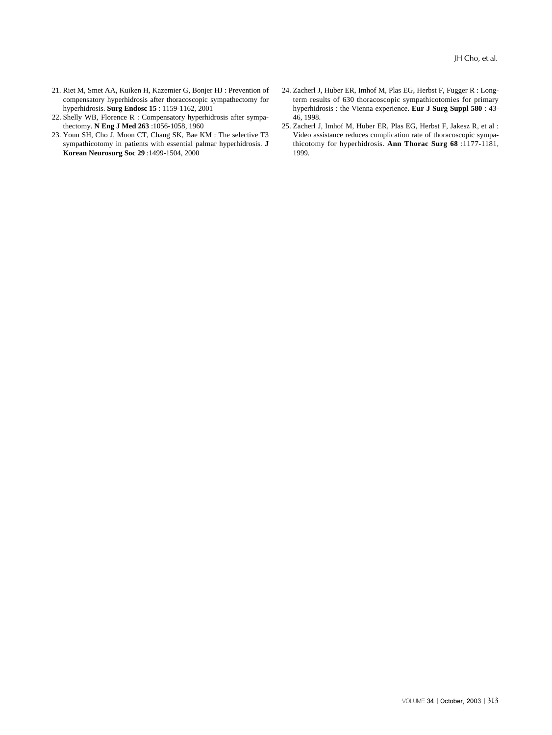21. Riet M, Smet AA, Kuiken H, Kazemier G, Bonjer HJ : Prevention of compensatory hyperhidrosis after thoracoscopic sympathectomy for hyperhidrosis. **Surg Endosc 15** : 1159-1162, 2001
22. Shelly WB, Florence R : Compensatory hyperhidrosis after sympathectomy. **N Eng J Med 263** :1056-1058, 1960
23. Youn SH, Cho J, Moon CT, Chang SK, Bae KM : The selective T3 sympathicotomy in patients with essential palmar hyperhidrosis. **J Korean Neurosurg Soc 29** :1499-1504, 2000
24. Zacherl J, Huber ER, Imhof M, Plas EG, Herbst F, Fugger R : Long-term results of 630 thoracoscopic sympathicotomies for primary hyperhidrosis : the Vienna experience. **Eur J Surg Suppl 580** : 43-46, 1998.
25. Zacherl J, Imhof M, Huber ER, Plas EG, Herbst F, Jakesz R, et al : Video assistance reduces complication rate of thoracoscopic sympathicotomy for hyperhidrosis. **Ann Thorac Surg 68** :1177-1181, 1999.